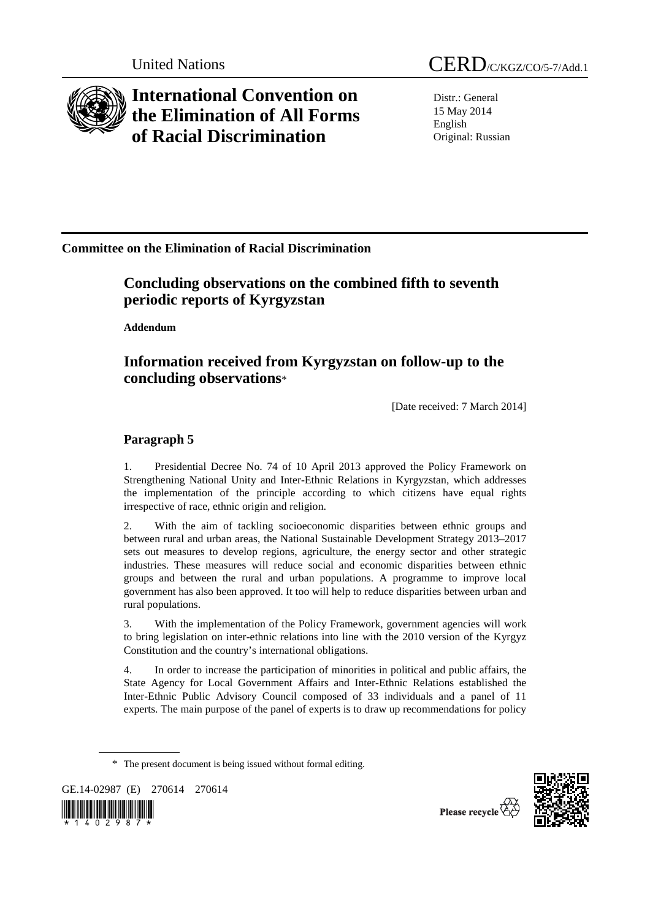United Nations CERD/C/KGZ/CO/5-7/Add.1

# International Convention on the Elimination of All Forms of Racial Discrimination

Distr.: General
15 May 2014
English
Original: Russian

**Committee on the Elimination of Racial Discrimination**

## Concluding observations on the combined fifth to seventh periodic reports of Kyrgyzstan

**Addendum**

## Information received from Kyrgyzstan on follow-up to the concluding observations*

[Date received: 7 March 2014]

### Paragraph 5

1. Presidential Decree No. 74 of 10 April 2013 approved the Policy Framework on Strengthening National Unity and Inter-Ethnic Relations in Kyrgyzstan, which addresses the implementation of the principle according to which citizens have equal rights irrespective of race, ethnic origin and religion.

2. With the aim of tackling socioeconomic disparities between ethnic groups and between rural and urban areas, the National Sustainable Development Strategy 2013–2017 sets out measures to develop regions, agriculture, the energy sector and other strategic industries. These measures will reduce social and economic disparities between ethnic groups and between the rural and urban populations. A programme to improve local government has also been approved. It too will help to reduce disparities between urban and rural populations.

3. With the implementation of the Policy Framework, government agencies will work to bring legislation on inter-ethnic relations into line with the 2010 version of the Kyrgyz Constitution and the country's international obligations.

4. In order to increase the participation of minorities in political and public affairs, the State Agency for Local Government Affairs and Inter-Ethnic Relations established the Inter-Ethnic Public Advisory Council composed of 33 individuals and a panel of 11 experts. The main purpose of the panel of experts is to draw up recommendations for policy

\* The present document is being issued without formal editing.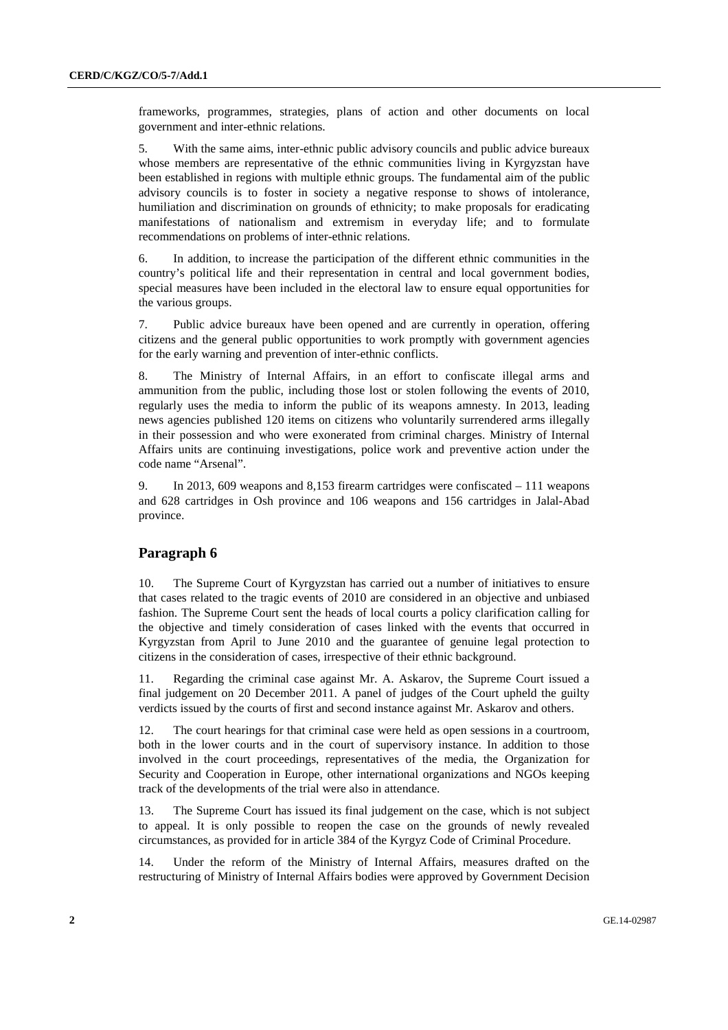frameworks, programmes, strategies, plans of action and other documents on local government and inter-ethnic relations.

5. With the same aims, inter-ethnic public advisory councils and public advice bureaux whose members are representative of the ethnic communities living in Kyrgyzstan have been established in regions with multiple ethnic groups. The fundamental aim of the public advisory councils is to foster in society a negative response to shows of intolerance, humiliation and discrimination on grounds of ethnicity; to make proposals for eradicating manifestations of nationalism and extremism in everyday life; and to formulate recommendations on problems of inter-ethnic relations.

6. In addition, to increase the participation of the different ethnic communities in the country's political life and their representation in central and local government bodies, special measures have been included in the electoral law to ensure equal opportunities for the various groups.

7. Public advice bureaux have been opened and are currently in operation, offering citizens and the general public opportunities to work promptly with government agencies for the early warning and prevention of inter-ethnic conflicts.

8. The Ministry of Internal Affairs, in an effort to confiscate illegal arms and ammunition from the public, including those lost or stolen following the events of 2010, regularly uses the media to inform the public of its weapons amnesty. In 2013, leading news agencies published 120 items on citizens who voluntarily surrendered arms illegally in their possession and who were exonerated from criminal charges. Ministry of Internal Affairs units are continuing investigations, police work and preventive action under the code name "Arsenal".

9. In 2013, 609 weapons and 8,153 firearm cartridges were confiscated – 111 weapons and 628 cartridges in Osh province and 106 weapons and 156 cartridges in Jalal-Abad province.

## Paragraph 6

10. The Supreme Court of Kyrgyzstan has carried out a number of initiatives to ensure that cases related to the tragic events of 2010 are considered in an objective and unbiased fashion. The Supreme Court sent the heads of local courts a policy clarification calling for the objective and timely consideration of cases linked with the events that occurred in Kyrgyzstan from April to June 2010 and the guarantee of genuine legal protection to citizens in the consideration of cases, irrespective of their ethnic background.

11. Regarding the criminal case against Mr. A. Askarov, the Supreme Court issued a final judgement on 20 December 2011. A panel of judges of the Court upheld the guilty verdicts issued by the courts of first and second instance against Mr. Askarov and others.

12. The court hearings for that criminal case were held as open sessions in a courtroom, both in the lower courts and in the court of supervisory instance. In addition to those involved in the court proceedings, representatives of the media, the Organization for Security and Cooperation in Europe, other international organizations and NGOs keeping track of the developments of the trial were also in attendance.

13. The Supreme Court has issued its final judgement on the case, which is not subject to appeal. It is only possible to reopen the case on the grounds of newly revealed circumstances, as provided for in article 384 of the Kyrgyz Code of Criminal Procedure.

14. Under the reform of the Ministry of Internal Affairs, measures drafted on the restructuring of Ministry of Internal Affairs bodies were approved by Government Decision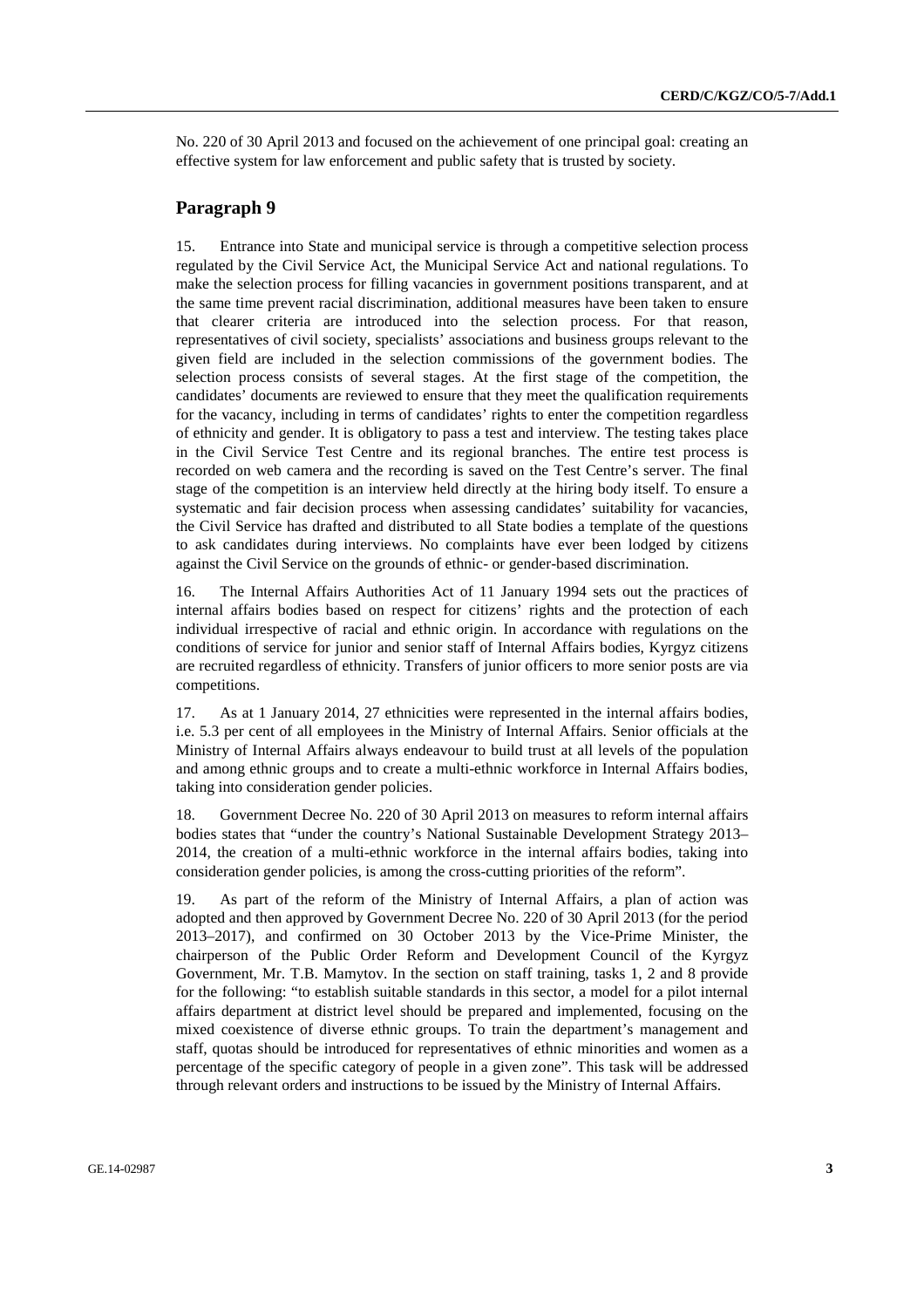No. 220 of 30 April 2013 and focused on the achievement of one principal goal: creating an effective system for law enforcement and public safety that is trusted by society.

## Paragraph 9

15. Entrance into State and municipal service is through a competitive selection process regulated by the Civil Service Act, the Municipal Service Act and national regulations. To make the selection process for filling vacancies in government positions transparent, and at the same time prevent racial discrimination, additional measures have been taken to ensure that clearer criteria are introduced into the selection process. For that reason, representatives of civil society, specialists' associations and business groups relevant to the given field are included in the selection commissions of the government bodies. The selection process consists of several stages. At the first stage of the competition, the candidates' documents are reviewed to ensure that they meet the qualification requirements for the vacancy, including in terms of candidates' rights to enter the competition regardless of ethnicity and gender. It is obligatory to pass a test and interview. The testing takes place in the Civil Service Test Centre and its regional branches. The entire test process is recorded on web camera and the recording is saved on the Test Centre's server. The final stage of the competition is an interview held directly at the hiring body itself. To ensure a systematic and fair decision process when assessing candidates' suitability for vacancies, the Civil Service has drafted and distributed to all State bodies a template of the questions to ask candidates during interviews. No complaints have ever been lodged by citizens against the Civil Service on the grounds of ethnic- or gender-based discrimination.

16. The Internal Affairs Authorities Act of 11 January 1994 sets out the practices of internal affairs bodies based on respect for citizens' rights and the protection of each individual irrespective of racial and ethnic origin. In accordance with regulations on the conditions of service for junior and senior staff of Internal Affairs bodies, Kyrgyz citizens are recruited regardless of ethnicity. Transfers of junior officers to more senior posts are via competitions.

17. As at 1 January 2014, 27 ethnicities were represented in the internal affairs bodies, i.e. 5.3 per cent of all employees in the Ministry of Internal Affairs. Senior officials at the Ministry of Internal Affairs always endeavour to build trust at all levels of the population and among ethnic groups and to create a multi-ethnic workforce in Internal Affairs bodies, taking into consideration gender policies.

18. Government Decree No. 220 of 30 April 2013 on measures to reform internal affairs bodies states that "under the country's National Sustainable Development Strategy 2013–2014, the creation of a multi-ethnic workforce in the internal affairs bodies, taking into consideration gender policies, is among the cross-cutting priorities of the reform".

19. As part of the reform of the Ministry of Internal Affairs, a plan of action was adopted and then approved by Government Decree No. 220 of 30 April 2013 (for the period 2013–2017), and confirmed on 30 October 2013 by the Vice-Prime Minister, the chairperson of the Public Order Reform and Development Council of the Kyrgyz Government, Mr. T.B. Mamytov. In the section on staff training, tasks 1, 2 and 8 provide for the following: "to establish suitable standards in this sector, a model for a pilot internal affairs department at district level should be prepared and implemented, focusing on the mixed coexistence of diverse ethnic groups. To train the department's management and staff, quotas should be introduced for representatives of ethnic minorities and women as a percentage of the specific category of people in a given zone". This task will be addressed through relevant orders and instructions to be issued by the Ministry of Internal Affairs.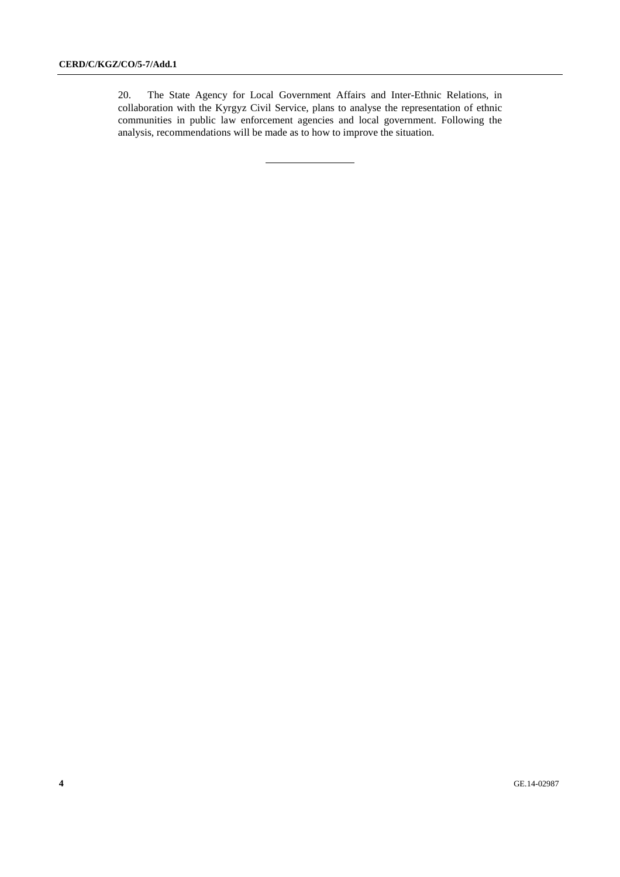20. The State Agency for Local Government Affairs and Inter-Ethnic Relations, in collaboration with the Kyrgyz Civil Service, plans to analyse the representation of ethnic communities in public law enforcement agencies and local government. Following the analysis, recommendations will be made as to how to improve the situation.